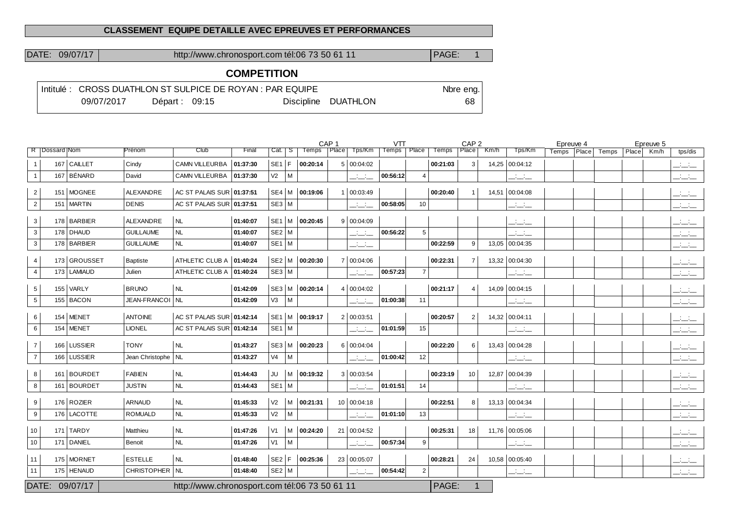**CLASSEMENT EQUIPE DETAILLE AVEC EPREUVES ET PERFORMANCES**

DATE: 09/07/17 | http://www.chronosport.com tél:06 73 50 61 11 | PAGE: 1

## COMPETITION

Intitulé : CROSS DUATHLON ST SULPICE DE ROYAN : PAR EQUIPE — Nbre eng. 68

09/07/2017 — Départ : 09:15 — Discipline DUATHLON

| | | | | | | | | CAP 1 | | | VTT | | | CAP 2 | | | Epreuve 4 | | | Epreuve 5 | | |
|---|---|---|---|---|---|---|---|---|---|---|---|---|---|---|---|---|---|---|---|---|---|---|
| R | Dossard | Nom | Prénom | Club | Final | Cat. | S | Temps | Place | Tps/Km | Temps | Place | Temps | Place | Km/h | Tps/Km | Temps | Place | Temps | Place | Km/h | tps/dis |
| 1 | 167 | CAILLET | Cindy | CAMN VILLEURBA | 01:37:30 | SE1 | F | 00:20:14 | 5 | 00:04:02 | | | 00:21:03 | 3 | 14,25 | 00:04:12 | | | | | | __:__:__ |
| 1 | 167 | BÉNARD | David | CAMN VILLEURBA | 01:37:30 | V2 | M | | | __:__:__ | 00:56:12 | 4 | | | | __:__:__ | | | | | | __:__:__ |
| 2 | 151 | MOGNEE | ALEXANDRE | AC ST PALAIS SUR | 01:37:51 | SE4 | M | 00:19:06 | 1 | 00:03:49 | | | 00:20:40 | 1 | 14,51 | 00:04:08 | | | | | | __:__:__ |
| 2 | 151 | MARTIN | DENIS | AC ST PALAIS SUR | 01:37:51 | SE3 | M | | | __:__:__ | 00:58:05 | 10 | | | | __:__:__ | | | | | | __:__:__ |
| 3 | 178 | BARBIER | ALEXANDRE | NL | 01:40:07 | SE1 | M | 00:20:45 | 9 | 00:04:09 | | | | | | __:__:__ | | | | | | __:__:__ |
| 3 | 178 | DHAUD | GUILLAUME | NL | 01:40:07 | SE2 | M | | | __:__:__ | 00:56:22 | 5 | | | | __:__:__ | | | | | | __:__:__ |
| 3 | 178 | BARBIER | GUILLAUME | NL | 01:40:07 | SE1 | M | | | __:__:__ | | | 00:22:59 | 9 | 13,05 | 00:04:35 | | | | | | __:__:__ |
| 4 | 173 | GROUSSET | Baptiste | ATHLETIC CLUB A | 01:40:24 | SE2 | M | 00:20:30 | 7 | 00:04:06 | | | 00:22:31 | 7 | 13,32 | 00:04:30 | | | | | | __:__:__ |
| 4 | 173 | LAMIAUD | Julien | ATHLETIC CLUB A | 01:40:24 | SE3 | M | | | __:__:__ | 00:57:23 | 7 | | | | __:__:__ | | | | | | __:__:__ |
| 5 | 155 | VARLY | BRUNO | NL | 01:42:09 | SE3 | M | 00:20:14 | 4 | 00:04:02 | | | 00:21:17 | 4 | 14,09 | 00:04:15 | | | | | | __:__:__ |
| 5 | 155 | BACON | JEAN-FRANCOI | NL | 01:42:09 | V3 | M | | | __:__:__ | 01:00:38 | 11 | | | | __:__:__ | | | | | | __:__:__ |
| 6 | 154 | MENET | ANTOINE | AC ST PALAIS SUR | 01:42:14 | SE1 | M | 00:19:17 | 2 | 00:03:51 | | | 00:20:57 | 2 | 14,32 | 00:04:11 | | | | | | __:__:__ |
| 6 | 154 | MENET | LIONEL | AC ST PALAIS SUR | 01:42:14 | SE1 | M | | | __:__:__ | 01:01:59 | 15 | | | | __:__:__ | | | | | | __:__:__ |
| 7 | 166 | LUSSIER | TONY | NL | 01:43:27 | SE3 | M | 00:20:23 | 6 | 00:04:04 | | | 00:22:20 | 6 | 13,43 | 00:04:28 | | | | | | __:__:__ |
| 7 | 166 | LUSSIER | Jean Christophe | NL | 01:43:27 | V4 | M | | | __:__:__ | 01:00:42 | 12 | | | | __:__:__ | | | | | | __:__:__ |
| 8 | 161 | BOURDET | FABIEN | NL | 01:44:43 | JU | M | 00:19:32 | 3 | 00:03:54 | | | 00:23:19 | 10 | 12,87 | 00:04:39 | | | | | | __:__:__ |
| 8 | 161 | BOURDET | JUSTIN | NL | 01:44:43 | SE1 | M | | | __:__:__ | 01:01:51 | 14 | | | | __:__:__ | | | | | | __:__:__ |
| 9 | 176 | ROZIER | ARNAUD | NL | 01:45:33 | V2 | M | 00:21:31 | 10 | 00:04:18 | | | 00:22:51 | 8 | 13,13 | 00:04:34 | | | | | | __:__:__ |
| 9 | 176 | LACOTTE | ROMUALD | NL | 01:45:33 | V2 | M | | | __:__:__ | 01:01:10 | 13 | | | | __:__:__ | | | | | | __:__:__ |
| 10 | 171 | TARDY | Matthieu | NL | 01:47:26 | V1 | M | 00:24:20 | 21 | 00:04:52 | | | 00:25:31 | 18 | 11,76 | 00:05:06 | | | | | | __:__:__ |
| 10 | 171 | DANIEL | Benoit | NL | 01:47:26 | V1 | M | | | __:__:__ | 00:57:34 | 9 | | | | __:__:__ | | | | | | __:__:__ |
| 11 | 175 | MORNET | ESTELLE | NL | 01:48:40 | SE2 | F | 00:25:36 | 23 | 00:05:07 | | | 00:28:21 | 24 | 10,58 | 00:05:40 | | | | | | __:__:__ |
| 11 | 175 | HENAUD | CHRISTOPHER | NL | 01:48:40 | SE2 | M | | | __:__:__ | 00:54:42 | 2 | | | | __:__:__ | | | | | | __:__:__ |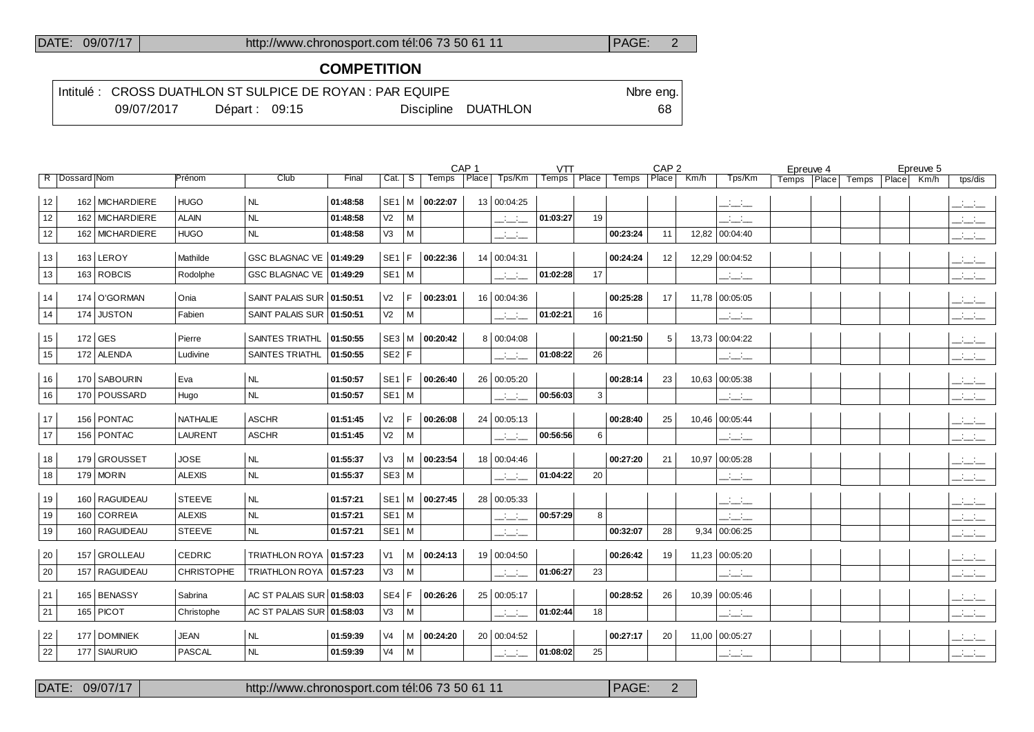## COMPETITION

Intitulé : CROSS DUATHLON ST SULPICE DE ROYAN : PAR EQUIPE — Nbre eng. 68

09/07/2017 Départ : 09:15 Discipline DUATHLON

| R | Dossard | Nom | Prénom | Club | Final | Cat. | S | CAP 1 | | | VTT | | CAP 2 | | | | Epreuve 4 | | Epreuve 5 | | | |
|---|---|---|---|---|---|---|---|---|---|---|---|---|---|---|---|---|---|---|---|---|---|---|
| | | | | | | | | Temps | Place | Tps/Km | Temps | Place | Temps | Place | Km/h | Tps/Km | Temps | Place | Temps | Place | Km/h | tps/dis |
| 12 | 162 | MICHARDIERE | HUGO | NL | 01:48:58 | SE1 | M | 00:22:07 | 13 | 00:04:25 | | | | | | __:__:__ | | | | | | __:__:__ |
| 12 | 162 | MICHARDIERE | ALAIN | NL | 01:48:58 | V2 | M | | | __:__:__ | 01:03:27 | 19 | | | | __:__:__ | | | | | | __:__:__ |
| 12 | 162 | MICHARDIERE | HUGO | NL | 01:48:58 | V3 | M | | | __:__:__ | | | 00:23:24 | 11 | 12,82 | 00:04:40 | | | | | | __:__:__ |
| 13 | 163 | LEROY | Mathilde | GSC BLAGNAC VE | 01:49:29 | SE1 | F | 00:22:36 | 14 | 00:04:31 | | | 00:24:24 | 12 | 12,29 | 00:04:52 | | | | | | __:__:__ |
| 13 | 163 | ROBCIS | Rodolphe | GSC BLAGNAC VE | 01:49:29 | SE1 | M | | | __:__:__ | 01:02:28 | 17 | | | | __:__:__ | | | | | | __:__:__ |
| 14 | 174 | O'GORMAN | Onia | SAINT PALAIS SUR | 01:50:51 | V2 | F | 00:23:01 | 16 | 00:04:36 | | | 00:25:28 | 17 | 11,78 | 00:05:05 | | | | | | __:__:__ |
| 14 | 174 | JUSTON | Fabien | SAINT PALAIS SUR | 01:50:51 | V2 | M | | | __:__:__ | 01:02:21 | 16 | | | | __:__:__ | | | | | | __:__:__ |
| 15 | 172 | GES | Pierre | SAINTES TRIATHL | 01:50:55 | SE3 | M | 00:20:42 | 8 | 00:04:08 | | | 00:21:50 | 5 | 13,73 | 00:04:22 | | | | | | __:__:__ |
| 15 | 172 | ALENDA | Ludivine | SAINTES TRIATHL | 01:50:55 | SE2 | F | | | __:__:__ | 01:08:22 | 26 | | | | __:__:__ | | | | | | __:__:__ |
| 16 | 170 | SABOURIN | Eva | NL | 01:50:57 | SE1 | F | 00:26:40 | 26 | 00:05:20 | | | 00:28:14 | 23 | 10,63 | 00:05:38 | | | | | | __:__:__ |
| 16 | 170 | POUSSARD | Hugo | NL | 01:50:57 | SE1 | M | | | __:__:__ | 00:56:03 | 3 | | | | __:__:__ | | | | | | __:__:__ |
| 17 | 156 | PONTAC | NATHALIE | ASCHR | 01:51:45 | V2 | F | 00:26:08 | 24 | 00:05:13 | | | 00:28:40 | 25 | 10,46 | 00:05:44 | | | | | | __:__:__ |
| 17 | 156 | PONTAC | LAURENT | ASCHR | 01:51:45 | V2 | M | | | __:__:__ | 00:56:56 | 6 | | | | __:__:__ | | | | | | __:__:__ |
| 18 | 179 | GROUSSET | JOSE | NL | 01:55:37 | V3 | M | 00:23:54 | 18 | 00:04:46 | | | 00:27:20 | 21 | 10,97 | 00:05:28 | | | | | | __:__:__ |
| 18 | 179 | MORIN | ALEXIS | NL | 01:55:37 | SE3 | M | | | __:__:__ | 01:04:22 | 20 | | | | __:__:__ | | | | | | __:__:__ |
| 19 | 160 | RAGUIDEAU | STEEVE | NL | 01:57:21 | SE1 | M | 00:27:45 | 28 | 00:05:33 | | | | | | __:__:__ | | | | | | __:__:__ |
| 19 | 160 | CORREIA | ALEXIS | NL | 01:57:21 | SE1 | M | | | __:__:__ | 00:57:29 | 8 | | | | __:__:__ | | | | | | __:__:__ |
| 19 | 160 | RAGUIDEAU | STEEVE | NL | 01:57:21 | SE1 | M | | | __:__:__ | | | 00:32:07 | 28 | 9,34 | 00:06:25 | | | | | | __:__:__ |
| 20 | 157 | GROLLEAU | CEDRIC | TRIATHLON ROYA | 01:57:23 | V1 | M | 00:24:13 | 19 | 00:04:50 | | | 00:26:42 | 19 | 11,23 | 00:05:20 | | | | | | __:__:__ |
| 20 | 157 | RAGUIDEAU | CHRISTOPHE | TRIATHLON ROYA | 01:57:23 | V3 | M | | | __:__:__ | 01:06:27 | 23 | | | | __:__:__ | | | | | | __:__:__ |
| 21 | 165 | BENASSY | Sabrina | AC ST PALAIS SUR | 01:58:03 | SE4 | F | 00:26:26 | 25 | 00:05:17 | | | 00:28:52 | 26 | 10,39 | 00:05:46 | | | | | | __:__:__ |
| 21 | 165 | PICOT | Christophe | AC ST PALAIS SUR | 01:58:03 | V3 | M | | | __:__:__ | 01:02:44 | 18 | | | | __:__:__ | | | | | | __:__:__ |
| 22 | 177 | DOMINIEK | JEAN | NL | 01:59:39 | V4 | M | 00:24:20 | 20 | 00:04:52 | | | 00:27:17 | 20 | 11,00 | 00:05:27 | | | | | | __:__:__ |
| 22 | 177 | SIAURUIO | PASCAL | NL | 01:59:39 | V4 | M | | | __:__:__ | 01:08:02 | 25 | | | | __:__:__ | | | | | | __:__:__ |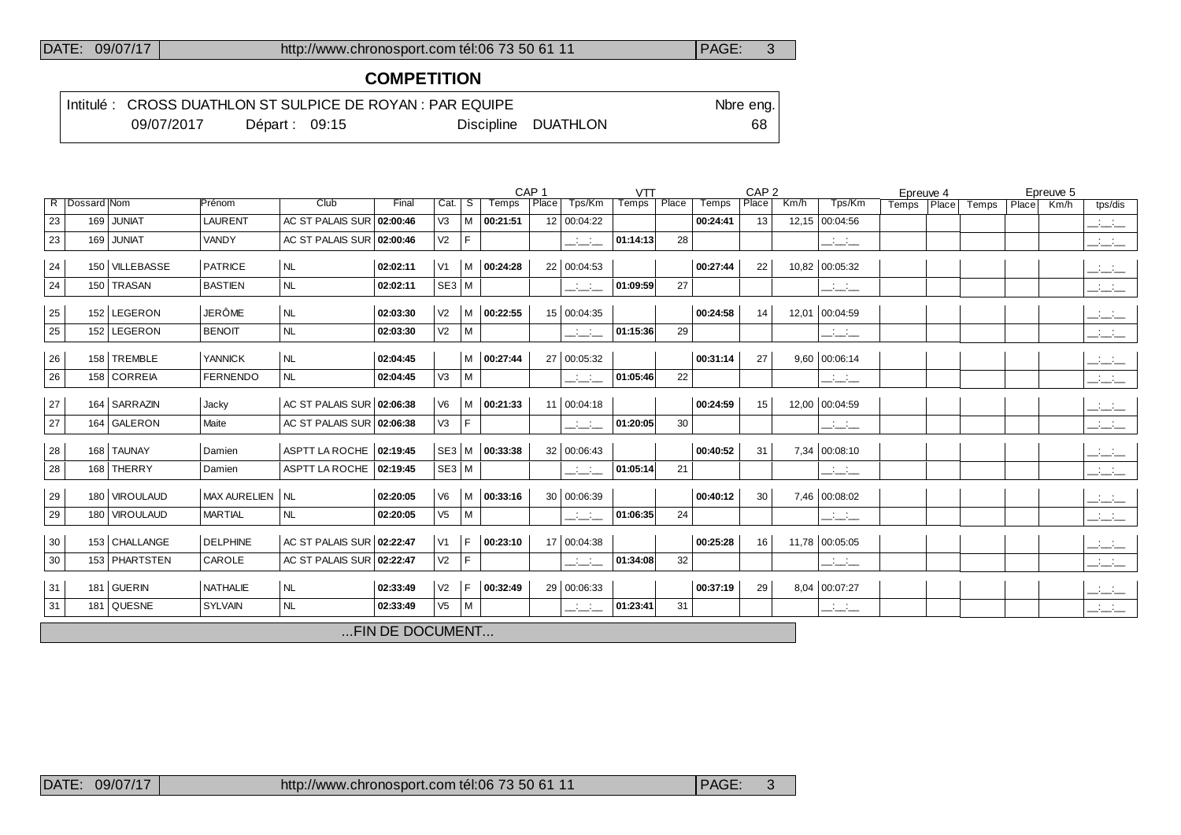## COMPETITION

Intitulé : CROSS DUATHLON ST SULPICE DE ROYAN : PAR EQUIPE — Nbre eng. 68

09/07/2017 — Départ : 09:15 — Discipline DUATHLON

| | | | | | | | | CAP 1 | | | VTT | | CAP 2 | | | | Epreuve 4 | | Epreuve 5 | | | |
|---|---|---|---|---|---|---|---|---|---|---|---|---|---|---|---|---|---|---|---|---|---|---|
| R | Dossard | Nom | Prénom | Club | Final | Cat. | S | Temps | Place | Tps/Km | Temps | Place | Temps | Place | Km/h | Tps/Km | Temps | Place | Temps | Place | Km/h | tps/dis |
| 23 | 169 | JUNIAT | LAURENT | AC ST PALAIS SUR | **02:00:46** | V3 | M | **00:21:51** | 12 | 00:04:22 | | | **00:24:41** | 13 | 12,15 | 00:04:56 | | | | | | __:__:__ |
| 23 | 169 | JUNIAT | VANDY | AC ST PALAIS SUR | **02:00:46** | V2 | F | | | __:__:__ | **01:14:13** | 28 | | | | __:__:__ | | | | | | __:__:__ |
| 24 | 150 | VILLEBASSE | PATRICE | NL | **02:02:11** | V1 | M | **00:24:28** | 22 | 00:04:53 | | | **00:27:44** | 22 | 10,82 | 00:05:32 | | | | | | __:__:__ |
| 24 | 150 | TRASAN | BASTIEN | NL | **02:02:11** | SE3 | M | | | __:__:__ | **01:09:59** | 27 | | | | __:__:__ | | | | | | __:__:__ |
| 25 | 152 | LEGERON | JERÔME | NL | **02:03:30** | V2 | M | **00:22:55** | 15 | 00:04:35 | | | **00:24:58** | 14 | 12,01 | 00:04:59 | | | | | | __:__:__ |
| 25 | 152 | LEGERON | BENOIT | NL | **02:03:30** | V2 | M | | | __:__:__ | **01:15:36** | 29 | | | | __:__:__ | | | | | | __:__:__ |
| 26 | 158 | TREMBLE | YANNICK | NL | **02:04:45** | | M | **00:27:44** | 27 | 00:05:32 | | | **00:31:14** | 27 | 9,60 | 00:06:14 | | | | | | __:__:__ |
| 26 | 158 | CORREIA | FERNENDO | NL | **02:04:45** | V3 | M | | | __:__:__ | **01:05:46** | 22 | | | | __:__:__ | | | | | | __:__:__ |
| 27 | 164 | SARRAZIN | Jacky | AC ST PALAIS SUR | **02:06:38** | V6 | M | **00:21:33** | 11 | 00:04:18 | | | **00:24:59** | 15 | 12,00 | 00:04:59 | | | | | | __:__:__ |
| 27 | 164 | GALERON | Maite | AC ST PALAIS SUR | **02:06:38** | V3 | F | | | __:__:__ | **01:20:05** | 30 | | | | __:__:__ | | | | | | __:__:__ |
| 28 | 168 | TAUNAY | Damien | ASPTT LA ROCHE | **02:19:45** | SE3 | M | **00:33:38** | 32 | 00:06:43 | | | **00:40:52** | 31 | 7,34 | 00:08:10 | | | | | | __:__:__ |
| 28 | 168 | THERRY | Damien | ASPTT LA ROCHE | **02:19:45** | SE3 | M | | | __:__:__ | **01:05:14** | 21 | | | | __:__:__ | | | | | | __:__:__ |
| 29 | 180 | VIROULAUD | MAX AURELIEN | NL | **02:20:05** | V6 | M | **00:33:16** | 30 | 00:06:39 | | | **00:40:12** | 30 | 7,46 | 00:08:02 | | | | | | __:__:__ |
| 29 | 180 | VIROULAUD | MARTIAL | NL | **02:20:05** | V5 | M | | | __:__:__ | **01:06:35** | 24 | | | | __:__:__ | | | | | | __:__:__ |
| 30 | 153 | CHALLANGE | DELPHINE | AC ST PALAIS SUR | **02:22:47** | V1 | F | **00:23:10** | 17 | 00:04:38 | | | **00:25:28** | 16 | 11,78 | 00:05:05 | | | | | | __:__:__ |
| 30 | 153 | PHARTSTEN | CAROLE | AC ST PALAIS SUR | **02:22:47** | V2 | F | | | __:__:__ | **01:34:08** | 32 | | | | __:__:__ | | | | | | __:__:__ |
| 31 | 181 | GUERIN | NATHALIE | NL | **02:33:49** | V2 | F | **00:32:49** | 29 | 00:06:33 | | | **00:37:19** | 29 | 8,04 | 00:07:27 | | | | | | __:__:__ |
| 31 | 181 | QUESNE | SYLVAIN | NL | **02:33:49** | V5 | M | | | __:__:__ | **01:23:41** | 31 | | | | __:__:__ | | | | | | __:__:__ |

...FIN DE DOCUMENT...